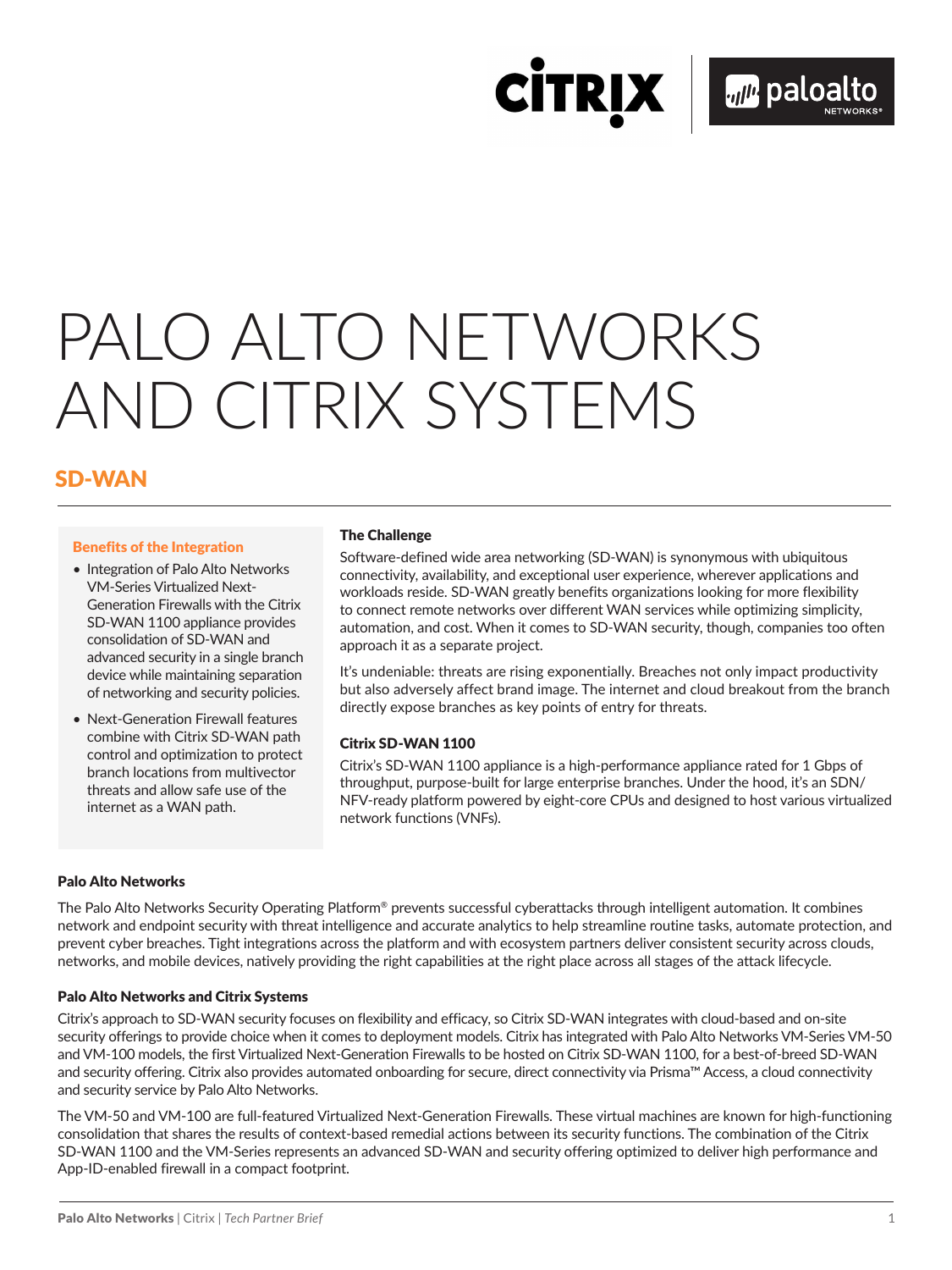# PALO ALTO NETWORKS AND CITRIX SYSTEMS

## SD-WAN

### Benefits of the Integration

- Integration of Palo Alto Networks VM-Series Virtualized Next-Generation Firewalls with the Citrix SD-WAN 1100 appliance provides consolidation of SD-WAN and advanced security in a single branch device while maintaining separation of networking and security policies.
- Next-Generation Firewall features combine with Citrix SD-WAN path control and optimization to protect branch locations from multivector threats and allow safe use of the internet as a WAN path.

### The Challenge

Software-defined wide area networking (SD-WAN) is synonymous with ubiquitous connectivity, availability, and exceptional user experience, wherever applications and workloads reside. SD-WAN greatly benefits organizations looking for more flexibility to connect remote networks over different WAN services while optimizing simplicity, automation, and cost. When it comes to SD-WAN security, though, companies too often approach it as a separate project.

It's undeniable: threats are rising exponentially. Breaches not only impact productivity but also adversely affect brand image. The internet and cloud breakout from the branch directly expose branches as key points of entry for threats.

### Citrix SD-WAN 1100

Citrix's SD-WAN 1100 appliance is a high-performance appliance rated for 1 Gbps of throughput, purpose-built for large enterprise branches. Under the hood, it's an SDN/NFV-ready platform powered by eight-core CPUs and designed to host various virtualized network functions (VNFs).

### Palo Alto Networks

The Palo Alto Networks Security Operating Platform® prevents successful cyberattacks through intelligent automation. It combines network and endpoint security with threat intelligence and accurate analytics to help streamline routine tasks, automate protection, and prevent cyber breaches. Tight integrations across the platform and with ecosystem partners deliver consistent security across clouds, networks, and mobile devices, natively providing the right capabilities at the right place across all stages of the attack lifecycle.

### Palo Alto Networks and Citrix Systems

Citrix's approach to SD-WAN security focuses on flexibility and efficacy, so Citrix SD-WAN integrates with cloud-based and on-site security offerings to provide choice when it comes to deployment models. Citrix has integrated with Palo Alto Networks VM-Series VM-50 and VM-100 models, the first Virtualized Next-Generation Firewalls to be hosted on Citrix SD-WAN 1100, for a best-of-breed SD-WAN and security offering. Citrix also provides automated onboarding for secure, direct connectivity via Prisma™ Access, a cloud connectivity and security service by Palo Alto Networks.

The VM-50 and VM-100 are full-featured Virtualized Next-Generation Firewalls. These virtual machines are known for high-functioning consolidation that shares the results of context-based remedial actions between its security functions. The combination of the Citrix SD-WAN 1100 and the VM-Series represents an advanced SD-WAN and security offering optimized to deliver high performance and App-ID-enabled firewall in a compact footprint.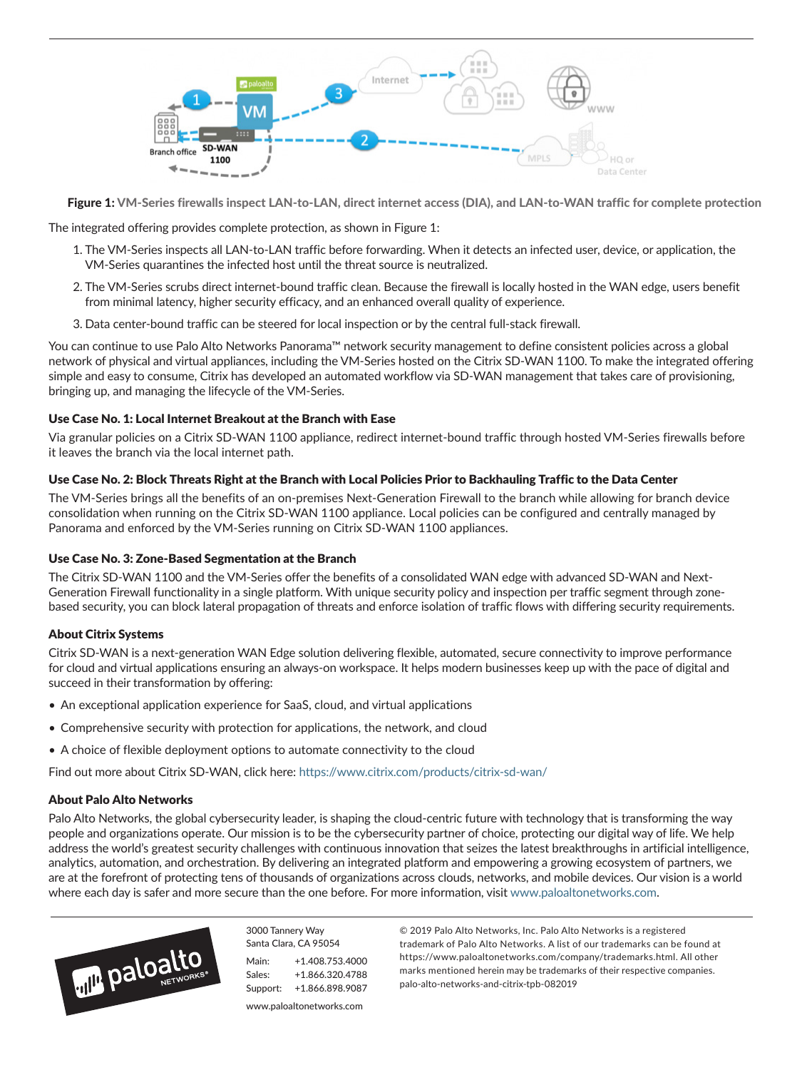Internet

www

Branch office

SD-WAN
1100

VM

MPLS

HQ or
Data Center

**Figure 1:** VM-Series firewalls inspect LAN-to-LAN, direct internet access (DIA), and LAN-to-WAN traffic for complete protection

The integrated offering provides complete protection, as shown in Figure 1:

1. The VM-Series inspects all LAN-to-LAN traffic before forwarding. When it detects an infected user, device, or application, the VM-Series quarantines the infected host until the threat source is neutralized.
2. The VM-Series scrubs direct internet-bound traffic clean. Because the firewall is locally hosted in the WAN edge, users benefit from minimal latency, higher security efficacy, and an enhanced overall quality of experience.
3. Data center-bound traffic can be steered for local inspection or by the central full-stack firewall.

You can continue to use Palo Alto Networks Panorama™ network security management to define consistent policies across a global network of physical and virtual appliances, including the VM-Series hosted on the Citrix SD-WAN 1100. To make the integrated offering simple and easy to consume, Citrix has developed an automated workflow via SD-WAN management that takes care of provisioning, bringing up, and managing the lifecycle of the VM-Series.

### Use Case No. 1: Local Internet Breakout at the Branch with Ease

Via granular policies on a Citrix SD-WAN 1100 appliance, redirect internet-bound traffic through hosted VM-Series firewalls before it leaves the branch via the local internet path.

### Use Case No. 2: Block Threats Right at the Branch with Local Policies Prior to Backhauling Traffic to the Data Center

The VM-Series brings all the benefits of an on-premises Next-Generation Firewall to the branch while allowing for branch device consolidation when running on the Citrix SD-WAN 1100 appliance. Local policies can be configured and centrally managed by Panorama and enforced by the VM-Series running on Citrix SD-WAN 1100 appliances.

### Use Case No. 3: Zone-Based Segmentation at the Branch

The Citrix SD-WAN 1100 and the VM-Series offer the benefits of a consolidated WAN edge with advanced SD-WAN and Next-Generation Firewall functionality in a single platform. With unique security policy and inspection per traffic segment through zone-based security, you can block lateral propagation of threats and enforce isolation of traffic flows with differing security requirements.

### About Citrix Systems

Citrix SD-WAN is a next-generation WAN Edge solution delivering flexible, automated, secure connectivity to improve performance for cloud and virtual applications ensuring an always-on workspace. It helps modern businesses keep up with the pace of digital and succeed in their transformation by offering:

- An exceptional application experience for SaaS, cloud, and virtual applications
- Comprehensive security with protection for applications, the network, and cloud
- A choice of flexible deployment options to automate connectivity to the cloud

Find out more about Citrix SD-WAN, click here: https://www.citrix.com/products/citrix-sd-wan/

### About Palo Alto Networks

Palo Alto Networks, the global cybersecurity leader, is shaping the cloud-centric future with technology that is transforming the way people and organizations operate. Our mission is to be the cybersecurity partner of choice, protecting our digital way of life. We help address the world's greatest security challenges with continuous innovation that seizes the latest breakthroughs in artificial intelligence, analytics, automation, and orchestration. By delivering an integrated platform and empowering a growing ecosystem of partners, we are at the forefront of protecting tens of thousands of organizations across clouds, networks, and mobile devices. Our vision is a world where each day is safer and more secure than the one before. For more information, visit www.paloaltonetworks.com.

paloalto NETWORKS®

3000 Tannery Way
Santa Clara, CA 95054

Main: +1.408.753.4000
Sales: +1.866.320.4788
Support: +1.866.898.9087

www.paloaltonetworks.com

© 2019 Palo Alto Networks, Inc. Palo Alto Networks is a registered trademark of Palo Alto Networks. A list of our trademarks can be found at https://www.paloaltonetworks.com/company/trademarks.html. All other marks mentioned herein may be trademarks of their respective companies. palo-alto-networks-and-citrix-tpb-082019